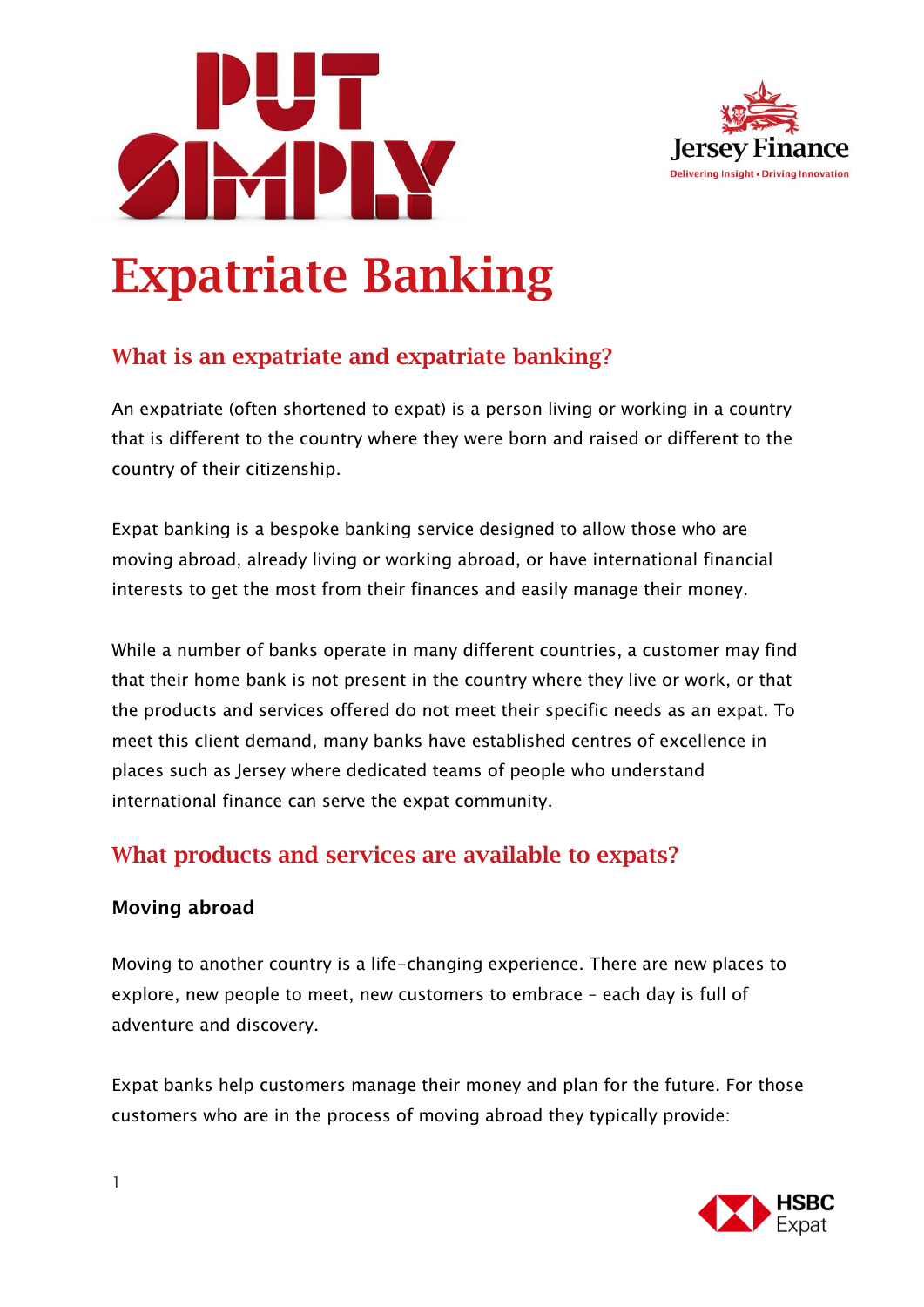# Expatriate Banking

## What is an expatriate and expatriate banking?

An expatriate (often shortened to expat) is a person living or working in a country that is different to the country where they were born and raised or different to the country of their citizenship.

Expat banking is a bespoke banking service designed to allow those who are moving abroad, already living or working abroad, or have international financial interests to get the most from their finances and easily manage their money.

While a number of banks operate in many different countries, a customer may find that their home bank is not present in the country where they live or work, or that the products and services offered do not meet their specific needs as an expat. To meet this client demand, many banks have established centres of excellence in places such as Jersey where dedicated teams of people who understand international finance can serve the expat community.

## What products and services are available to expats?

**Moving abroad**

Moving to another country is a life-changing experience. There are new places to explore, new people to meet, new customers to embrace – each day is full of adventure and discovery.

Expat banks help customers manage their money and plan for the future. For those customers who are in the process of moving abroad they typically provide: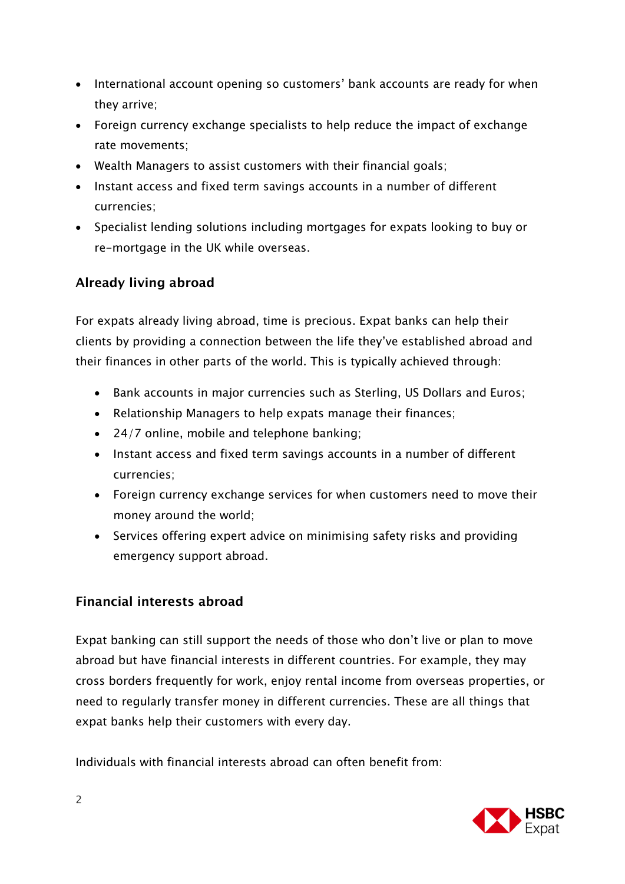- International account opening so customers' bank accounts are ready for when they arrive;
- Foreign currency exchange specialists to help reduce the impact of exchange rate movements;
- Wealth Managers to assist customers with their financial goals;
- Instant access and fixed term savings accounts in a number of different currencies;
- Specialist lending solutions including mortgages for expats looking to buy or re-mortgage in the UK while overseas.

## Already living abroad

For expats already living abroad, time is precious. Expat banks can help their clients by providing a connection between the life they've established abroad and their finances in other parts of the world. This is typically achieved through:

- Bank accounts in major currencies such as Sterling, US Dollars and Euros;
- Relationship Managers to help expats manage their finances;
- 24/7 online, mobile and telephone banking;
- Instant access and fixed term savings accounts in a number of different currencies;
- Foreign currency exchange services for when customers need to move their money around the world;
- Services offering expert advice on minimising safety risks and providing emergency support abroad.

## Financial interests abroad

Expat banking can still support the needs of those who don't live or plan to move abroad but have financial interests in different countries. For example, they may cross borders frequently for work, enjoy rental income from overseas properties, or need to regularly transfer money in different currencies. These are all things that expat banks help their customers with every day.

Individuals with financial interests abroad can often benefit from: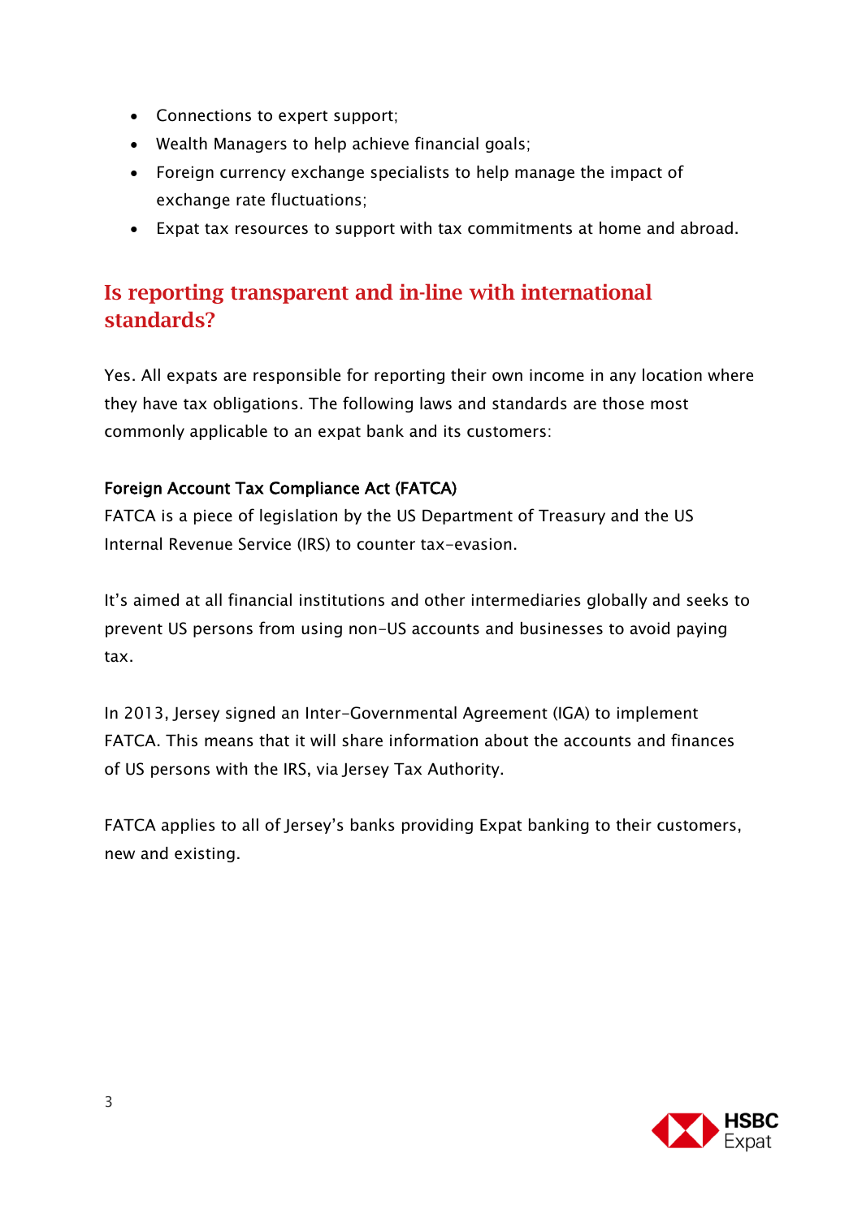- Connections to expert support;
- Wealth Managers to help achieve financial goals;
- Foreign currency exchange specialists to help manage the impact of exchange rate fluctuations;
- Expat tax resources to support with tax commitments at home and abroad.

## Is reporting transparent and in-line with international standards?

Yes. All expats are responsible for reporting their own income in any location where they have tax obligations. The following laws and standards are those most commonly applicable to an expat bank and its customers:

### Foreign Account Tax Compliance Act (FATCA)

FATCA is a piece of legislation by the US Department of Treasury and the US Internal Revenue Service (IRS) to counter tax-evasion.

It's aimed at all financial institutions and other intermediaries globally and seeks to prevent US persons from using non-US accounts and businesses to avoid paying tax.

In 2013, Jersey signed an Inter-Governmental Agreement (IGA) to implement FATCA. This means that it will share information about the accounts and finances of US persons with the IRS, via Jersey Tax Authority.

FATCA applies to all of Jersey's banks providing Expat banking to their customers, new and existing.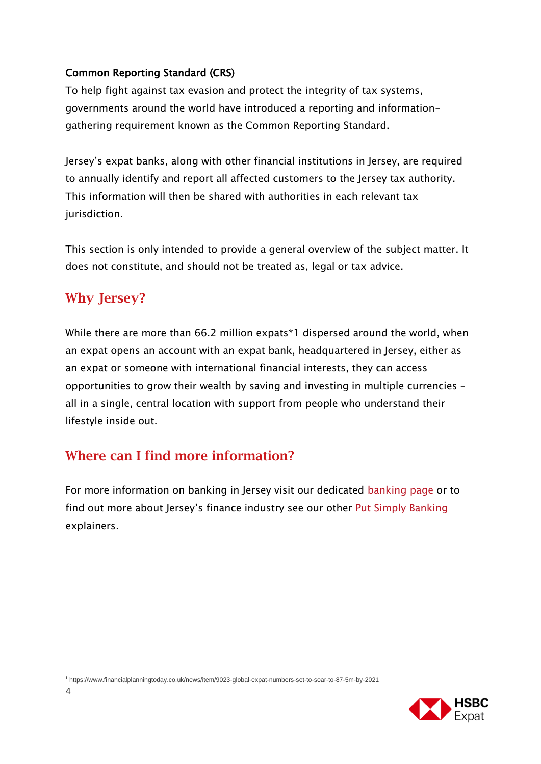**Common Reporting Standard (CRS)**

To help fight against tax evasion and protect the integrity of tax systems, governments around the world have introduced a reporting and information-gathering requirement known as the Common Reporting Standard.

Jersey's expat banks, along with other financial institutions in Jersey, are required to annually identify and report all affected customers to the Jersey tax authority. This information will then be shared with authorities in each relevant tax jurisdiction.

This section is only intended to provide a general overview of the subject matter. It does not constitute, and should not be treated as, legal or tax advice.

## Why Jersey?

While there are more than 66.2 million expats*1 dispersed around the world, when an expat opens an account with an expat bank, headquartered in Jersey, either as an expat or someone with international financial interests, they can access opportunities to grow their wealth by saving and investing in multiple currencies – all in a single, central location with support from people who understand their lifestyle inside out.

## Where can I find more information?

For more information on banking in Jersey visit our dedicated banking page or to find out more about Jersey's finance industry see our other Put Simply Banking explainers.

---

[1] https://www.financialplanningtoday.co.uk/news/item/9023-global-expat-numbers-set-to-soar-to-87-5m-by-2021